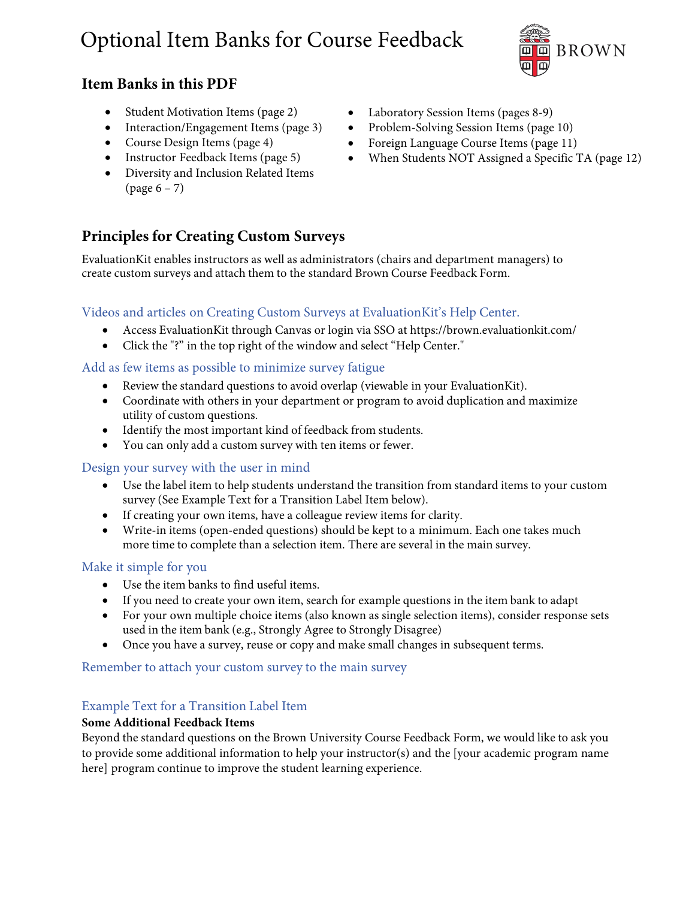# Optional Item Banks for Course Feedback

BROWN

## Item Banks in this PDF

- Student Motivation Items (page 2)
- Interaction/Engagement Items (page 3)
- Course Design Items (page 4)
- Instructor Feedback Items (page 5)
- Diversity and Inclusion Related Items (page 6 – 7)
- Laboratory Session Items (pages 8-9)
- Problem-Solving Session Items (page 10)
- Foreign Language Course Items (page 11)
- When Students NOT Assigned a Specific TA (page 12)

## Principles for Creating Custom Surveys

EvaluationKit enables instructors as well as administrators (chairs and department managers) to create custom surveys and attach them to the standard Brown Course Feedback Form.

### Videos and articles on Creating Custom Surveys at EvaluationKit's Help Center.

- Access EvaluationKit through Canvas or login via SSO at https://brown.evaluationkit.com/
- Click the "?" in the top right of the window and select "Help Center."

### Add as few items as possible to minimize survey fatigue

- Review the standard questions to avoid overlap (viewable in your EvaluationKit).
- Coordinate with others in your department or program to avoid duplication and maximize utility of custom questions.
- Identify the most important kind of feedback from students.
- You can only add a custom survey with ten items or fewer.

### Design your survey with the user in mind

- Use the label item to help students understand the transition from standard items to your custom survey (See Example Text for a Transition Label Item below).
- If creating your own items, have a colleague review items for clarity.
- Write-in items (open-ended questions) should be kept to a minimum. Each one takes much more time to complete than a selection item. There are several in the main survey.

### Make it simple for you

- Use the item banks to find useful items.
- If you need to create your own item, search for example questions in the item bank to adapt
- For your own multiple choice items (also known as single selection items), consider response sets used in the item bank (e.g., Strongly Agree to Strongly Disagree)
- Once you have a survey, reuse or copy and make small changes in subsequent terms.

### Remember to attach your custom survey to the main survey

### Example Text for a Transition Label Item

**Some Additional Feedback Items**

Beyond the standard questions on the Brown University Course Feedback Form, we would like to ask you to provide some additional information to help your instructor(s) and the [your academic program name here] program continue to improve the student learning experience.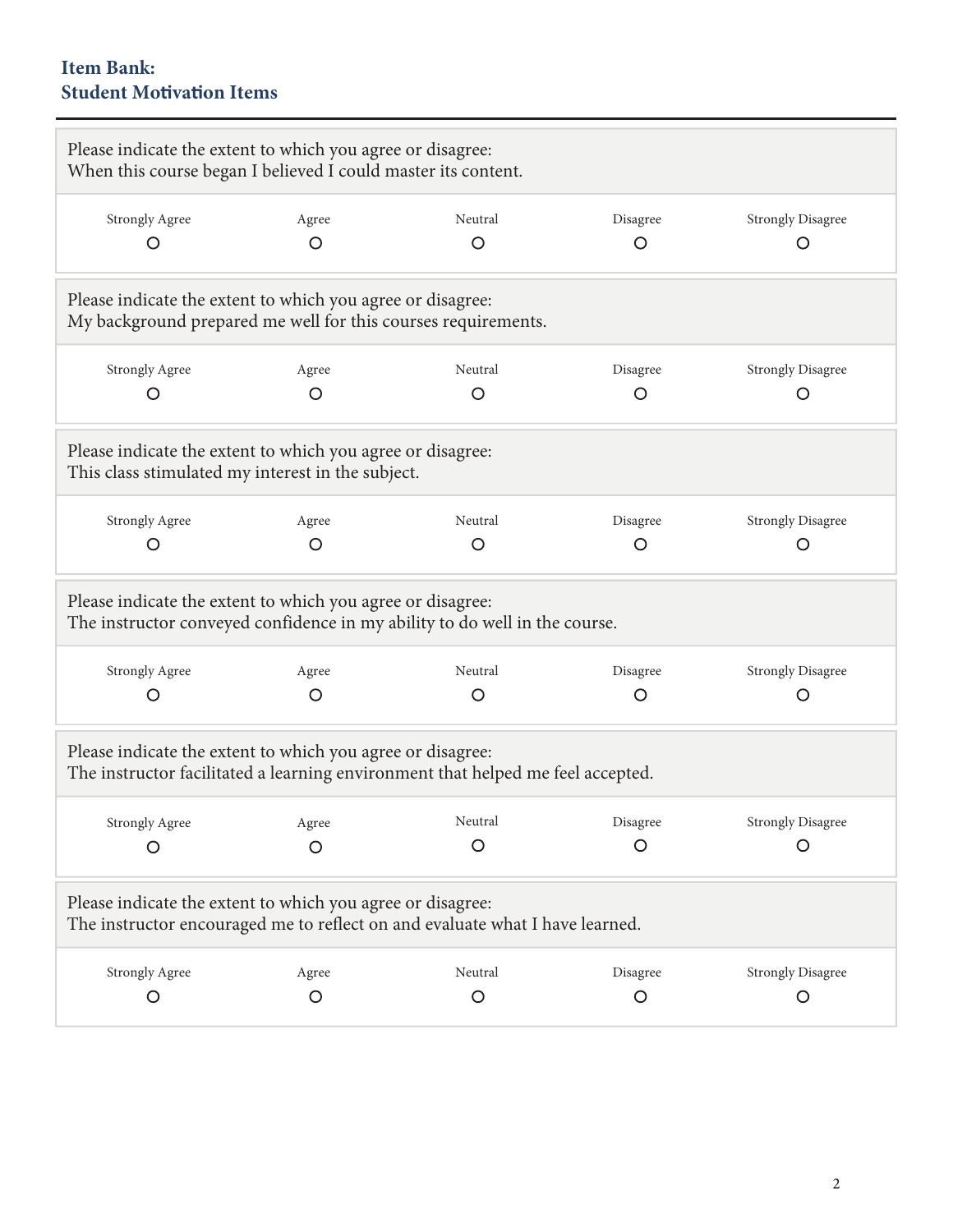## Item Bank:
## Student Motivation Items

Please indicate the extent to which you agree or disagree:
When this course began I believed I could master its content.

| Strongly Agree | Agree | Neutral | Disagree | Strongly Disagree |
| --- | --- | --- | --- | --- |
| ○ | ○ | ○ | ○ | ○ |

Please indicate the extent to which you agree or disagree:
My background prepared me well for this courses requirements.

| Strongly Agree | Agree | Neutral | Disagree | Strongly Disagree |
| --- | --- | --- | --- | --- |
| ○ | ○ | ○ | ○ | ○ |

Please indicate the extent to which you agree or disagree:
This class stimulated my interest in the subject.

| Strongly Agree | Agree | Neutral | Disagree | Strongly Disagree |
| --- | --- | --- | --- | --- |
| ○ | ○ | ○ | ○ | ○ |

Please indicate the extent to which you agree or disagree:
The instructor conveyed confidence in my ability to do well in the course.

| Strongly Agree | Agree | Neutral | Disagree | Strongly Disagree |
| --- | --- | --- | --- | --- |
| ○ | ○ | ○ | ○ | ○ |

Please indicate the extent to which you agree or disagree:
The instructor facilitated a learning environment that helped me feel accepted.

| Strongly Agree | Agree | Neutral | Disagree | Strongly Disagree |
| --- | --- | --- | --- | --- |
| ○ | ○ | ○ | ○ | ○ |

Please indicate the extent to which you agree or disagree:
The instructor encouraged me to reflect on and evaluate what I have learned.

| Strongly Agree | Agree | Neutral | Disagree | Strongly Disagree |
| --- | --- | --- | --- | --- |
| ○ | ○ | ○ | ○ | ○ |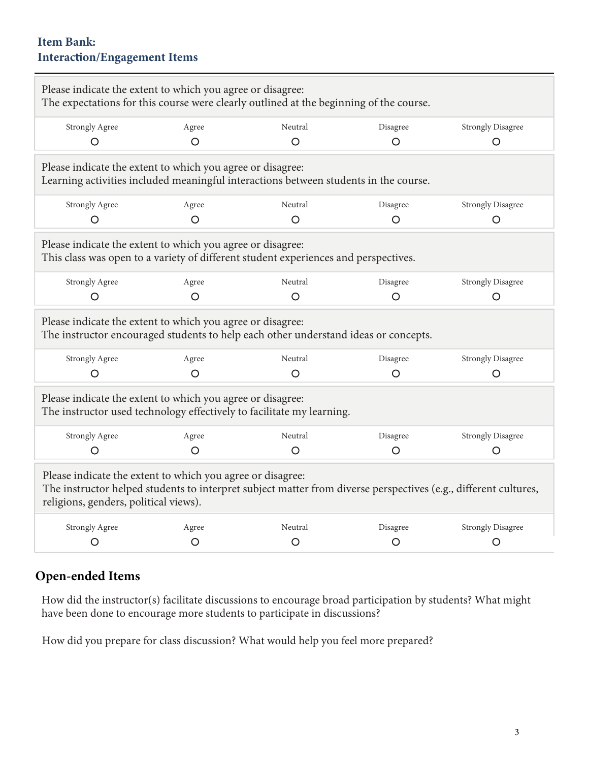## Item Bank:
## Interaction/Engagement Items

| Please indicate the extent to which you agree or disagree:<br>The expectations for this course were clearly outlined at the beginning of the course. | | | | |
|---|---|---|---|---|
| Strongly Agree | Agree | Neutral | Disagree | Strongly Disagree |
| O | O | O | O | O |

| Please indicate the extent to which you agree or disagree:<br>Learning activities included meaningful interactions between students in the course. | | | | |
|---|---|---|---|---|
| Strongly Agree | Agree | Neutral | Disagree | Strongly Disagree |
| O | O | O | O | O |

| Please indicate the extent to which you agree or disagree:<br>This class was open to a variety of different student experiences and perspectives. | | | | |
|---|---|---|---|---|
| Strongly Agree | Agree | Neutral | Disagree | Strongly Disagree |
| O | O | O | O | O |

| Please indicate the extent to which you agree or disagree:<br>The instructor encouraged students to help each other understand ideas or concepts. | | | | |
|---|---|---|---|---|
| Strongly Agree | Agree | Neutral | Disagree | Strongly Disagree |
| O | O | O | O | O |

| Please indicate the extent to which you agree or disagree:<br>The instructor used technology effectively to facilitate my learning. | | | | |
|---|---|---|---|---|
| Strongly Agree | Agree | Neutral | Disagree | Strongly Disagree |
| O | O | O | O | O |

| Please indicate the extent to which you agree or disagree:<br>The instructor helped students to interpret subject matter from diverse perspectives (e.g., different cultures, religions, genders, political views). | | | | |
|---|---|---|---|---|
| Strongly Agree | Agree | Neutral | Disagree | Strongly Disagree |
| O | O | O | O | O |

## Open-ended Items

How did the instructor(s) facilitate discussions to encourage broad participation by students? What might have been done to encourage more students to participate in discussions?

How did you prepare for class discussion? What would help you feel more prepared?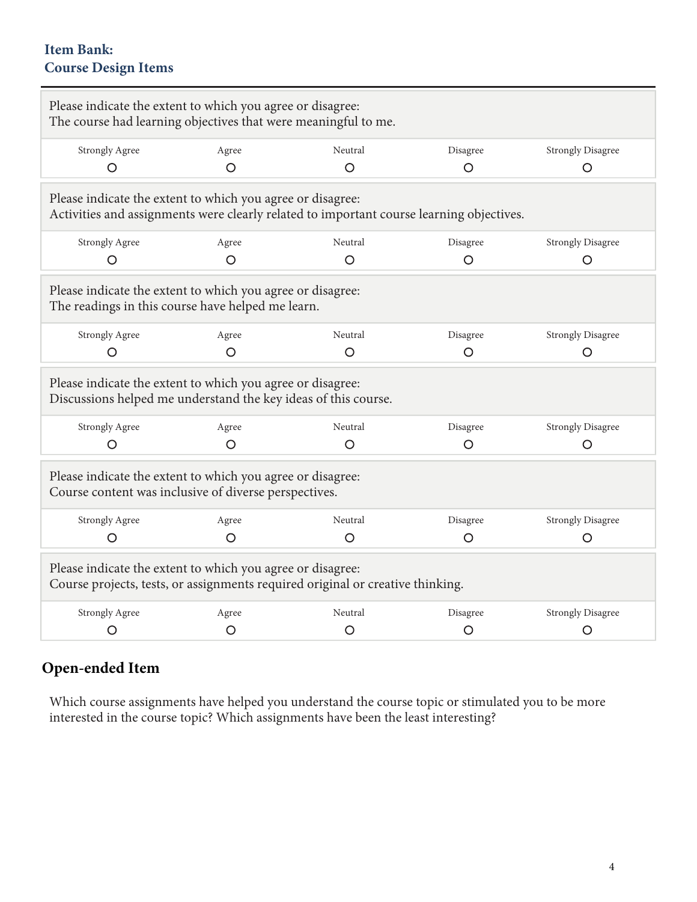## Item Bank:
## Course Design Items

| Please indicate the extent to which you agree or disagree:<br>The course had learning objectives that were meaningful to me. | | | | |
|---|---|---|---|---|
| Strongly Agree | Agree | Neutral | Disagree | Strongly Disagree |
| ○ | ○ | ○ | ○ | ○ |

| Please indicate the extent to which you agree or disagree:<br>Activities and assignments were clearly related to important course learning objectives. | | | | |
|---|---|---|---|---|
| Strongly Agree | Agree | Neutral | Disagree | Strongly Disagree |
| ○ | ○ | ○ | ○ | ○ |

| Please indicate the extent to which you agree or disagree:<br>The readings in this course have helped me learn. | | | | |
|---|---|---|---|---|
| Strongly Agree | Agree | Neutral | Disagree | Strongly Disagree |
| ○ | ○ | ○ | ○ | ○ |

| Please indicate the extent to which you agree or disagree:<br>Discussions helped me understand the key ideas of this course. | | | | |
|---|---|---|---|---|
| Strongly Agree | Agree | Neutral | Disagree | Strongly Disagree |
| ○ | ○ | ○ | ○ | ○ |

| Please indicate the extent to which you agree or disagree:<br>Course content was inclusive of diverse perspectives. | | | | |
|---|---|---|---|---|
| Strongly Agree | Agree | Neutral | Disagree | Strongly Disagree |
| ○ | ○ | ○ | ○ | ○ |

| Please indicate the extent to which you agree or disagree:<br>Course projects, tests, or assignments required original or creative thinking. | | | | |
|---|---|---|---|---|
| Strongly Agree | Agree | Neutral | Disagree | Strongly Disagree |
| ○ | ○ | ○ | ○ | ○ |

## Open-ended Item

Which course assignments have helped you understand the course topic or stimulated you to be more interested in the course topic? Which assignments have been the least interesting?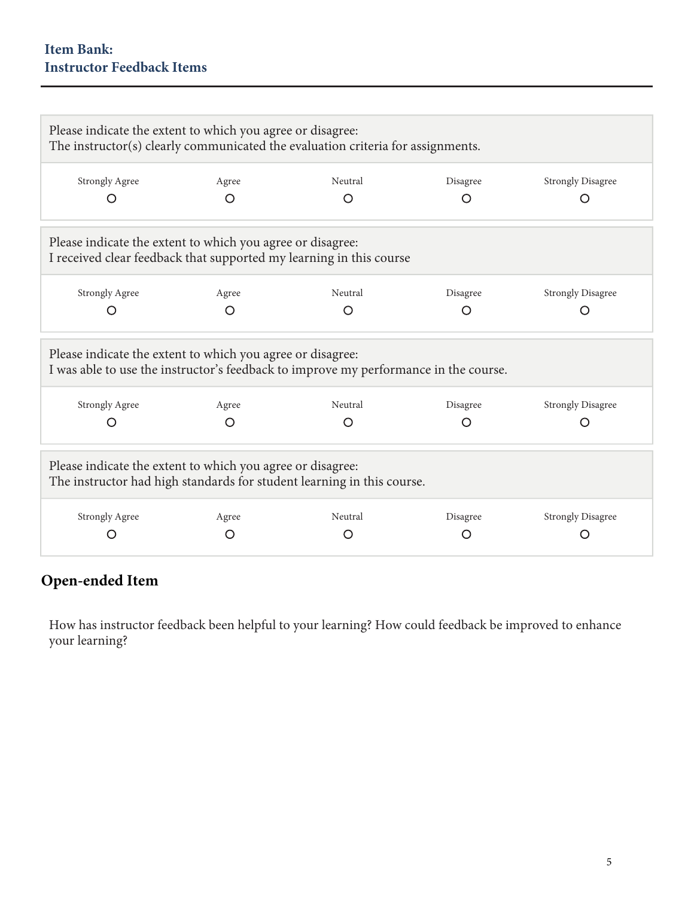## Item Bank:
## Instructor Feedback Items

Please indicate the extent to which you agree or disagree:
The instructor(s) clearly communicated the evaluation criteria for assignments.

| Strongly Agree | Agree | Neutral | Disagree | Strongly Disagree |
|---|---|---|---|---|
| O | O | O | O | O |

Please indicate the extent to which you agree or disagree:
I received clear feedback that supported my learning in this course

| Strongly Agree | Agree | Neutral | Disagree | Strongly Disagree |
|---|---|---|---|---|
| O | O | O | O | O |

Please indicate the extent to which you agree or disagree:
I was able to use the instructor's feedback to improve my performance in the course.

| Strongly Agree | Agree | Neutral | Disagree | Strongly Disagree |
|---|---|---|---|---|
| O | O | O | O | O |

Please indicate the extent to which you agree or disagree:
The instructor had high standards for student learning in this course.

| Strongly Agree | Agree | Neutral | Disagree | Strongly Disagree |
|---|---|---|---|---|
| O | O | O | O | O |

### Open-ended Item

How has instructor feedback been helpful to your learning? How could feedback be improved to enhance your learning?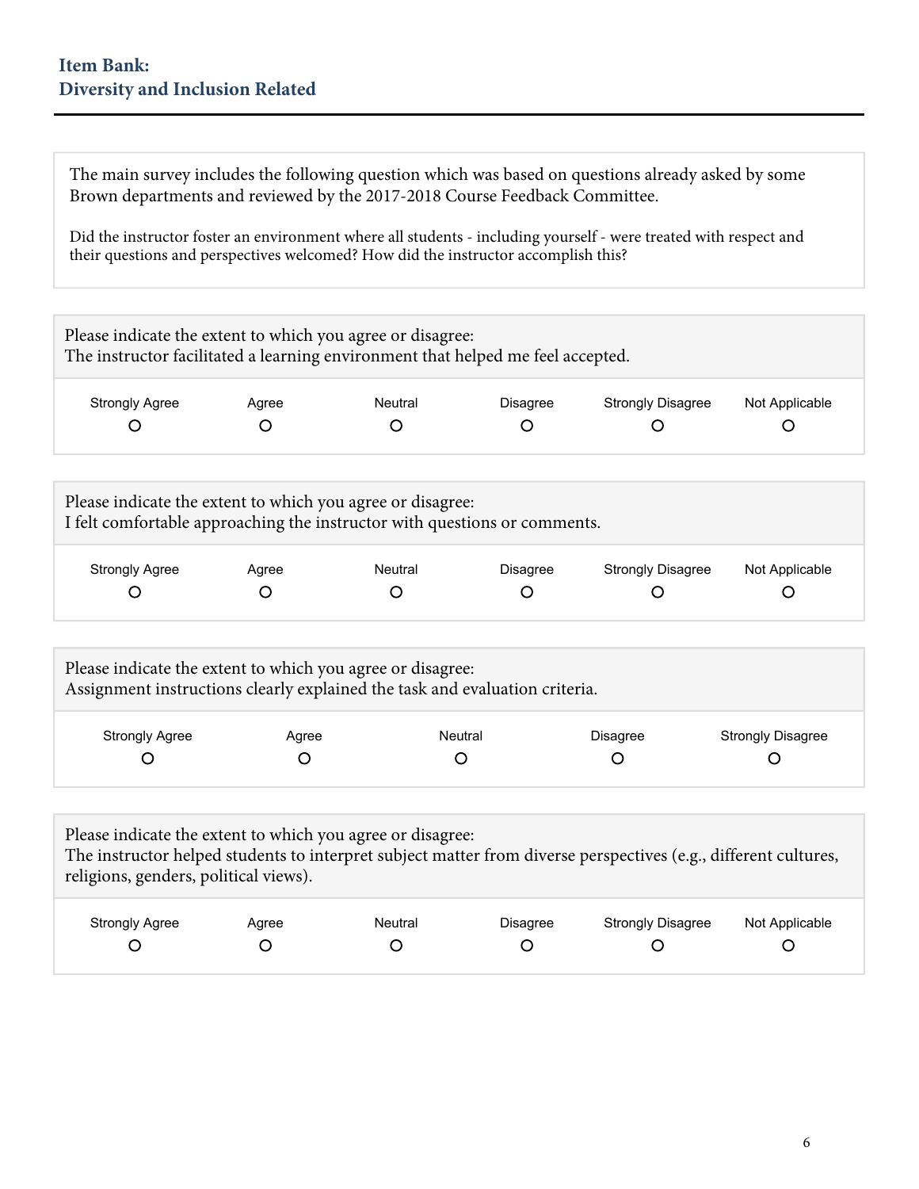## Item Bank:
## Diversity and Inclusion Related

The main survey includes the following question which was based on questions already asked by some Brown departments and reviewed by the 2017-2018 Course Feedback Committee.

Did the instructor foster an environment where all students - including yourself - were treated with respect and their questions and perspectives welcomed? How did the instructor accomplish this?

Please indicate the extent to which you agree or disagree:
The instructor facilitated a learning environment that helped me feel accepted.

| Strongly Agree | Agree | Neutral | Disagree | Strongly Disagree | Not Applicable |
|---|---|---|---|---|---|
| O | O | O | O | O | O |

Please indicate the extent to which you agree or disagree:
I felt comfortable approaching the instructor with questions or comments.

| Strongly Agree | Agree | Neutral | Disagree | Strongly Disagree | Not Applicable |
|---|---|---|---|---|---|
| O | O | O | O | O | O |

Please indicate the extent to which you agree or disagree:
Assignment instructions clearly explained the task and evaluation criteria.

| Strongly Agree | Agree | Neutral | Disagree | Strongly Disagree |
|---|---|---|---|---|
| O | O | O | O | O |

Please indicate the extent to which you agree or disagree:
The instructor helped students to interpret subject matter from diverse perspectives (e.g., different cultures, religions, genders, political views).

| Strongly Agree | Agree | Neutral | Disagree | Strongly Disagree | Not Applicable |
|---|---|---|---|---|---|
| O | O | O | O | O | O |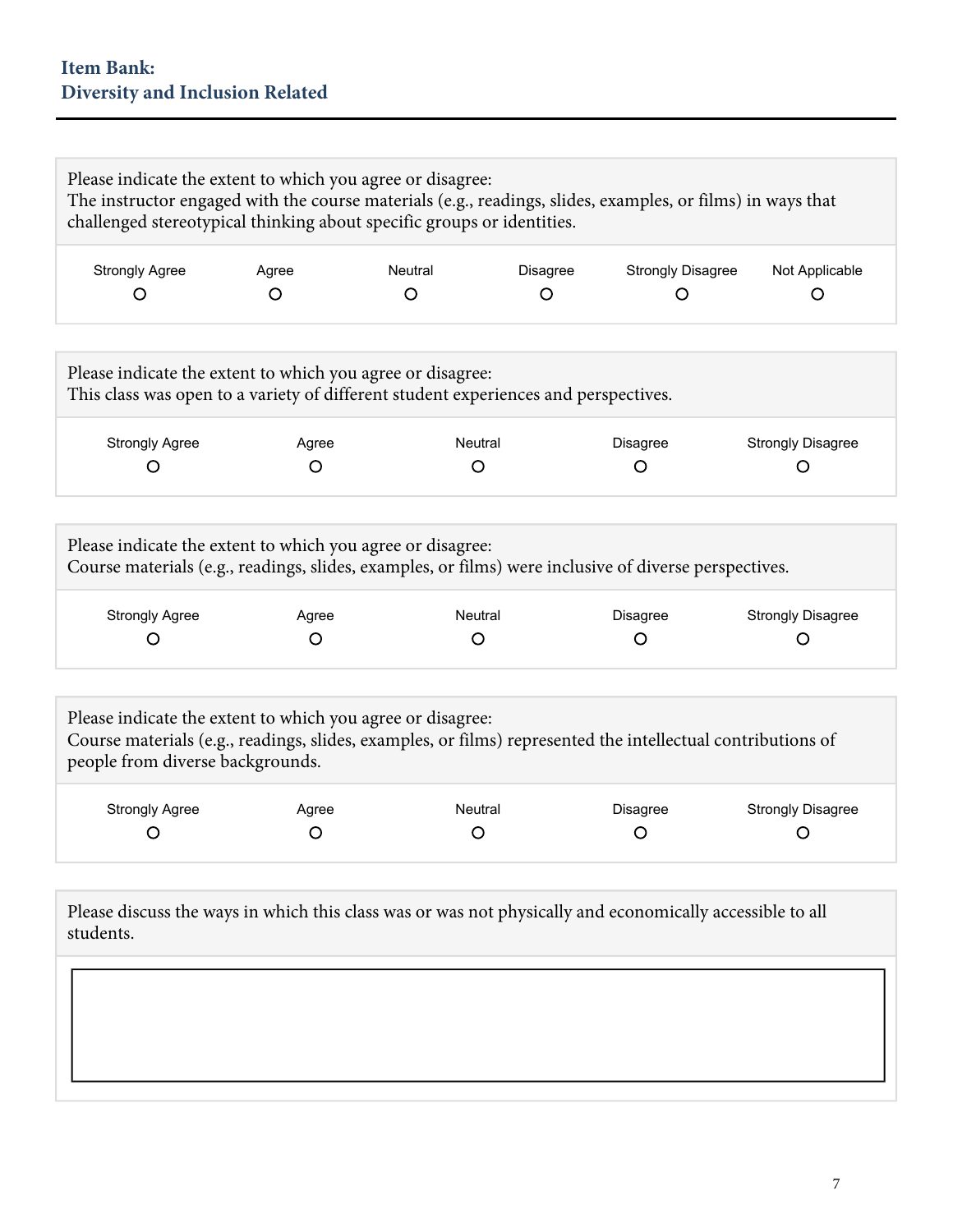## Item Bank:
## Diversity and Inclusion Related

---

Please indicate the extent to which you agree or disagree:
The instructor engaged with the course materials (e.g., readings, slides, examples, or films) in ways that challenged stereotypical thinking about specific groups or identities.

| Strongly Agree | Agree | Neutral | Disagree | Strongly Disagree | Not Applicable |
| --- | --- | --- | --- | --- | --- |
| O | O | O | O | O | O |

Please indicate the extent to which you agree or disagree:
This class was open to a variety of different student experiences and perspectives.

| Strongly Agree | Agree | Neutral | Disagree | Strongly Disagree |
| --- | --- | --- | --- | --- |
| O | O | O | O | O |

Please indicate the extent to which you agree or disagree:
Course materials (e.g., readings, slides, examples, or films) were inclusive of diverse perspectives.

| Strongly Agree | Agree | Neutral | Disagree | Strongly Disagree |
| --- | --- | --- | --- | --- |
| O | O | O | O | O |

Please indicate the extent to which you agree or disagree:
Course materials (e.g., readings, slides, examples, or films) represented the intellectual contributions of people from diverse backgrounds.

| Strongly Agree | Agree | Neutral | Disagree | Strongly Disagree |
| --- | --- | --- | --- | --- |
| O | O | O | O | O |

Please discuss the ways in which this class was or was not physically and economically accessible to all students.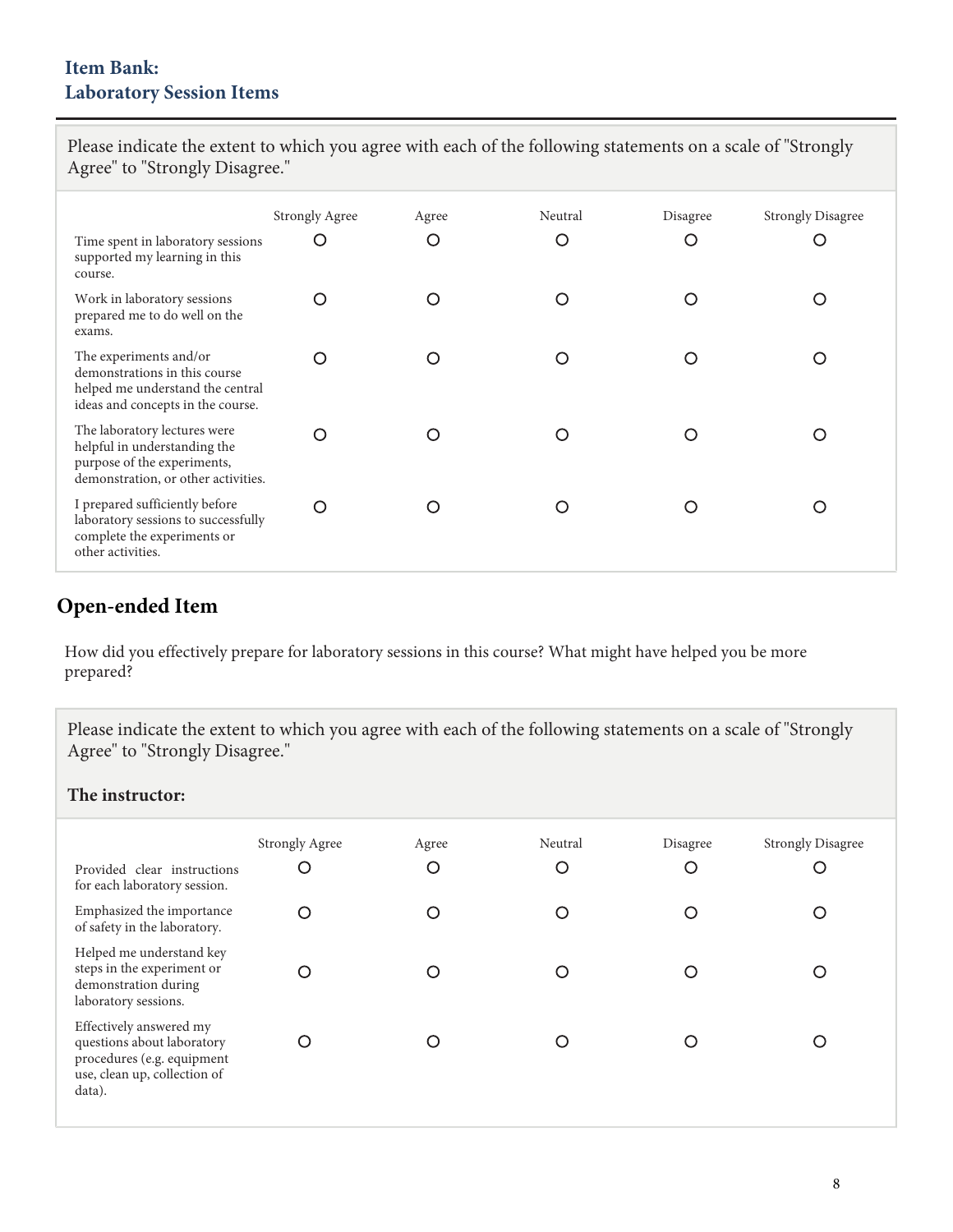## Item Bank:
## Laboratory Session Items

Please indicate the extent to which you agree with each of the following statements on a scale of "Strongly Agree" to "Strongly Disagree."

| | Strongly Agree | Agree | Neutral | Disagree | Strongly Disagree |
|---|---|---|---|---|---|
| Time spent in laboratory sessions supported my learning in this course. | ○ | ○ | ○ | ○ | ○ |
| Work in laboratory sessions prepared me to do well on the exams. | ○ | ○ | ○ | ○ | ○ |
| The experiments and/or demonstrations in this course helped me understand the central ideas and concepts in the course. | ○ | ○ | ○ | ○ | ○ |
| The laboratory lectures were helpful in understanding the purpose of the experiments, demonstration, or other activities. | ○ | ○ | ○ | ○ | ○ |
| I prepared sufficiently before laboratory sessions to successfully complete the experiments or other activities. | ○ | ○ | ○ | ○ | ○ |

## Open-ended Item

How did you effectively prepare for laboratory sessions in this course? What might have helped you be more prepared?

Please indicate the extent to which you agree with each of the following statements on a scale of "Strongly Agree" to "Strongly Disagree."

**The instructor:**

| | Strongly Agree | Agree | Neutral | Disagree | Strongly Disagree |
|---|---|---|---|---|---|
| Provided clear instructions for each laboratory session. | ○ | ○ | ○ | ○ | ○ |
| Emphasized the importance of safety in the laboratory. | ○ | ○ | ○ | ○ | ○ |
| Helped me understand key steps in the experiment or demonstration during laboratory sessions. | ○ | ○ | ○ | ○ | ○ |
| Effectively answered my questions about laboratory procedures (e.g. equipment use, clean up, collection of data). | ○ | ○ | ○ | ○ | ○ |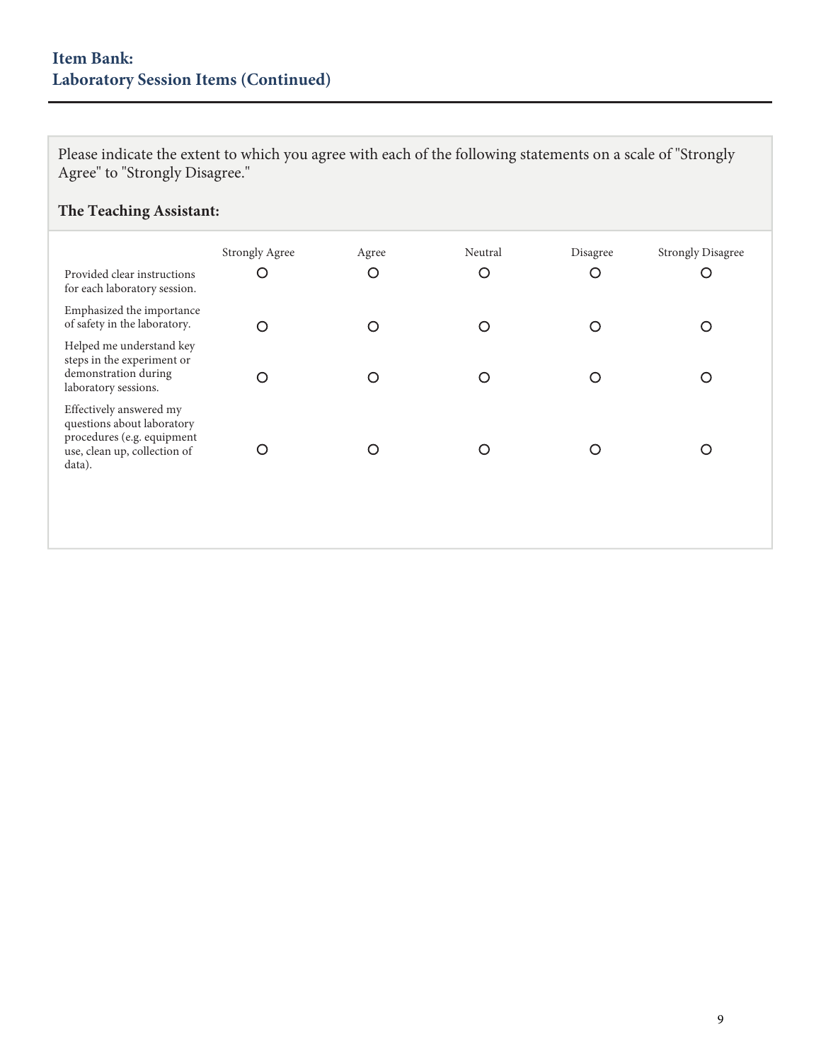## Item Bank:
## Laboratory Session Items (Continued)

Please indicate the extent to which you agree with each of the following statements on a scale of "Strongly Agree" to "Strongly Disagree."

**The Teaching Assistant:**

| | Strongly Agree | Agree | Neutral | Disagree | Strongly Disagree |
|---|---|---|---|---|---|
| Provided clear instructions for each laboratory session. | ○ | ○ | ○ | ○ | ○ |
| Emphasized the importance of safety in the laboratory. | ○ | ○ | ○ | ○ | ○ |
| Helped me understand key steps in the experiment or demonstration during laboratory sessions. | ○ | ○ | ○ | ○ | ○ |
| Effectively answered my questions about laboratory procedures (e.g. equipment use, clean up, collection of data). | ○ | ○ | ○ | ○ | ○ |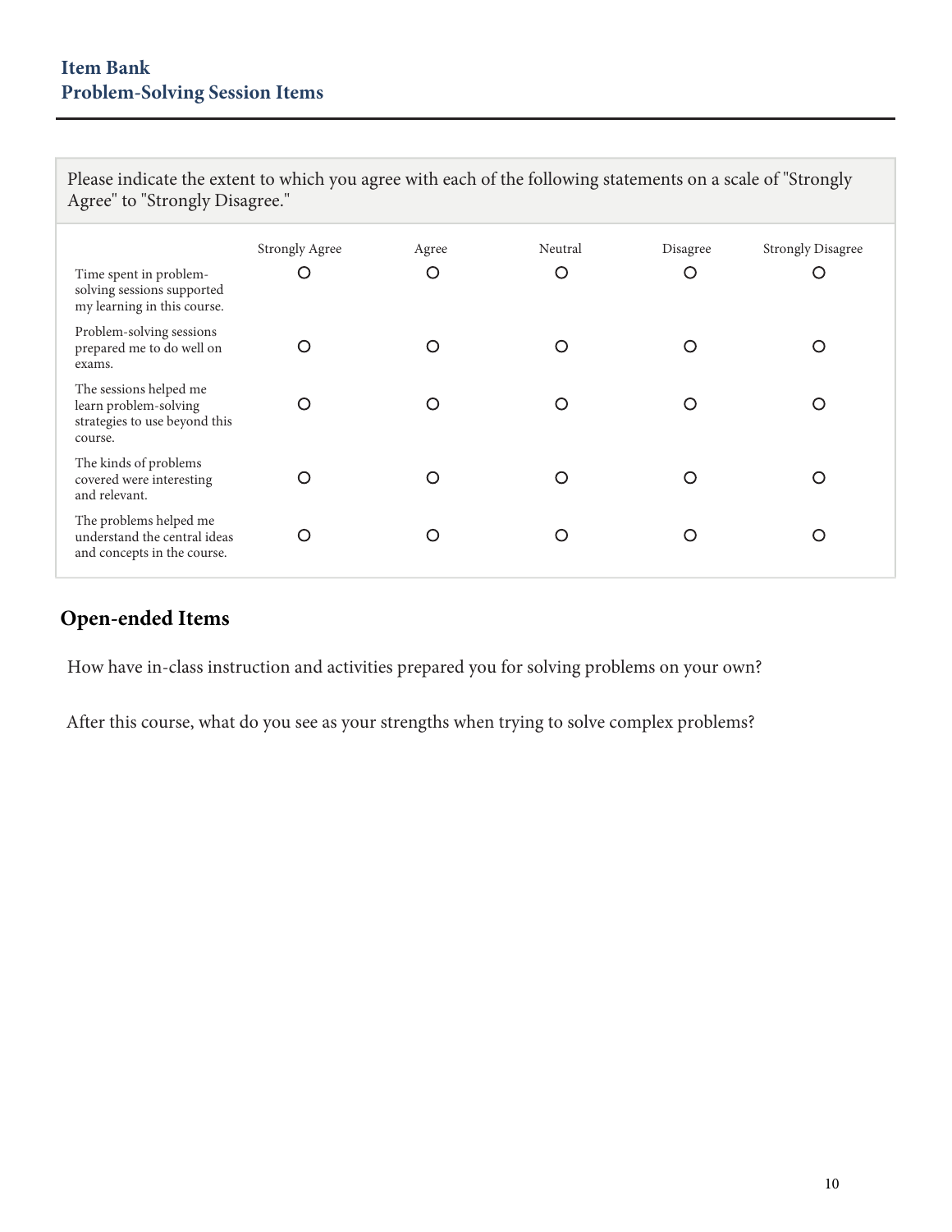## Item Bank
## Problem-Solving Session Items

Please indicate the extent to which you agree with each of the following statements on a scale of "Strongly Agree" to "Strongly Disagree."

| | Strongly Agree | Agree | Neutral | Disagree | Strongly Disagree |
|---|---|---|---|---|---|
| Time spent in problem-solving sessions supported my learning in this course. | ○ | ○ | ○ | ○ | ○ |
| Problem-solving sessions prepared me to do well on exams. | ○ | ○ | ○ | ○ | ○ |
| The sessions helped me learn problem-solving strategies to use beyond this course. | ○ | ○ | ○ | ○ | ○ |
| The kinds of problems covered were interesting and relevant. | ○ | ○ | ○ | ○ | ○ |
| The problems helped me understand the central ideas and concepts in the course. | ○ | ○ | ○ | ○ | ○ |

## Open-ended Items

How have in-class instruction and activities prepared you for solving problems on your own?

After this course, what do you see as your strengths when trying to solve complex problems?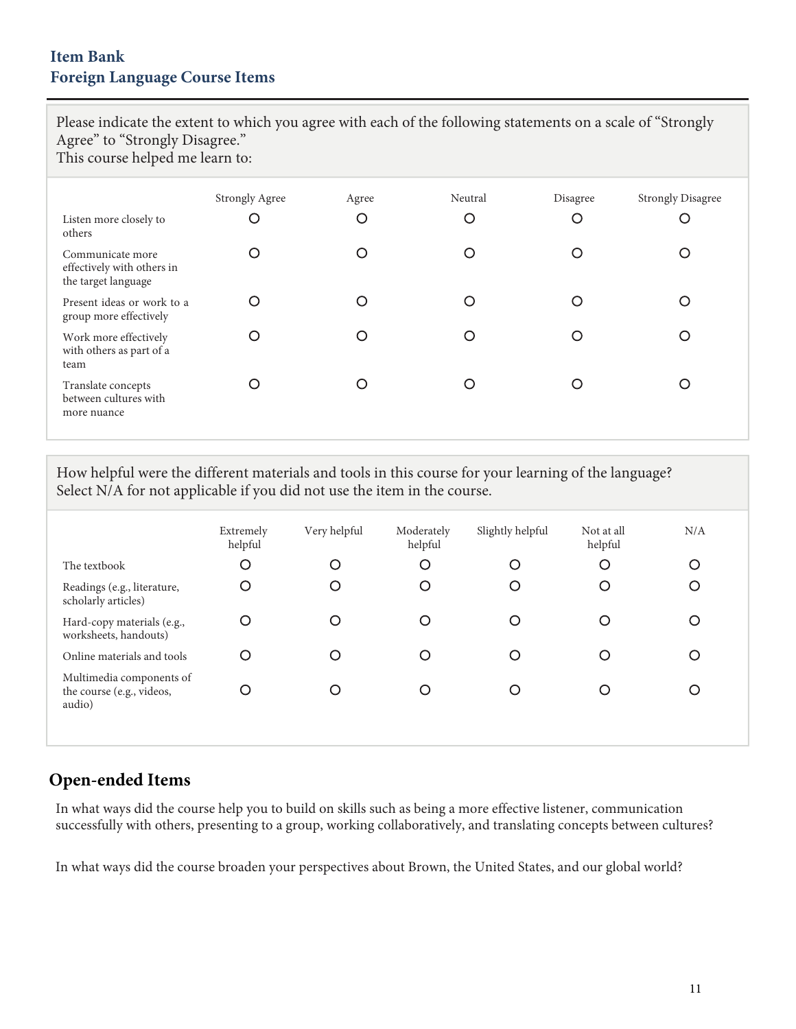## Item Bank
## Foreign Language Course Items

Please indicate the extent to which you agree with each of the following statements on a scale of “Strongly Agree” to “Strongly Disagree.”
This course helped me learn to:

| | Strongly Agree | Agree | Neutral | Disagree | Strongly Disagree |
|---|---|---|---|---|---|
| Listen more closely to others | ○ | ○ | ○ | ○ | ○ |
| Communicate more effectively with others in the target language | ○ | ○ | ○ | ○ | ○ |
| Present ideas or work to a group more effectively | ○ | ○ | ○ | ○ | ○ |
| Work more effectively with others as part of a team | ○ | ○ | ○ | ○ | ○ |
| Translate concepts between cultures with more nuance | ○ | ○ | ○ | ○ | ○ |

How helpful were the different materials and tools in this course for your learning of the language? Select N/A for not applicable if you did not use the item in the course.

| | Extremely helpful | Very helpful | Moderately helpful | Slightly helpful | Not at all helpful | N/A |
|---|---|---|---|---|---|---|
| The textbook | ○ | ○ | ○ | ○ | ○ | ○ |
| Readings (e.g., literature, scholarly articles) | ○ | ○ | ○ | ○ | ○ | ○ |
| Hard-copy materials (e.g., worksheets, handouts) | ○ | ○ | ○ | ○ | ○ | ○ |
| Online materials and tools | ○ | ○ | ○ | ○ | ○ | ○ |
| Multimedia components of the course (e.g., videos, audio) | ○ | ○ | ○ | ○ | ○ | ○ |

## Open-ended Items

In what ways did the course help you to build on skills such as being a more effective listener, communication successfully with others, presenting to a group, working collaboratively, and translating concepts between cultures?

In what ways did the course broaden your perspectives about Brown, the United States, and our global world?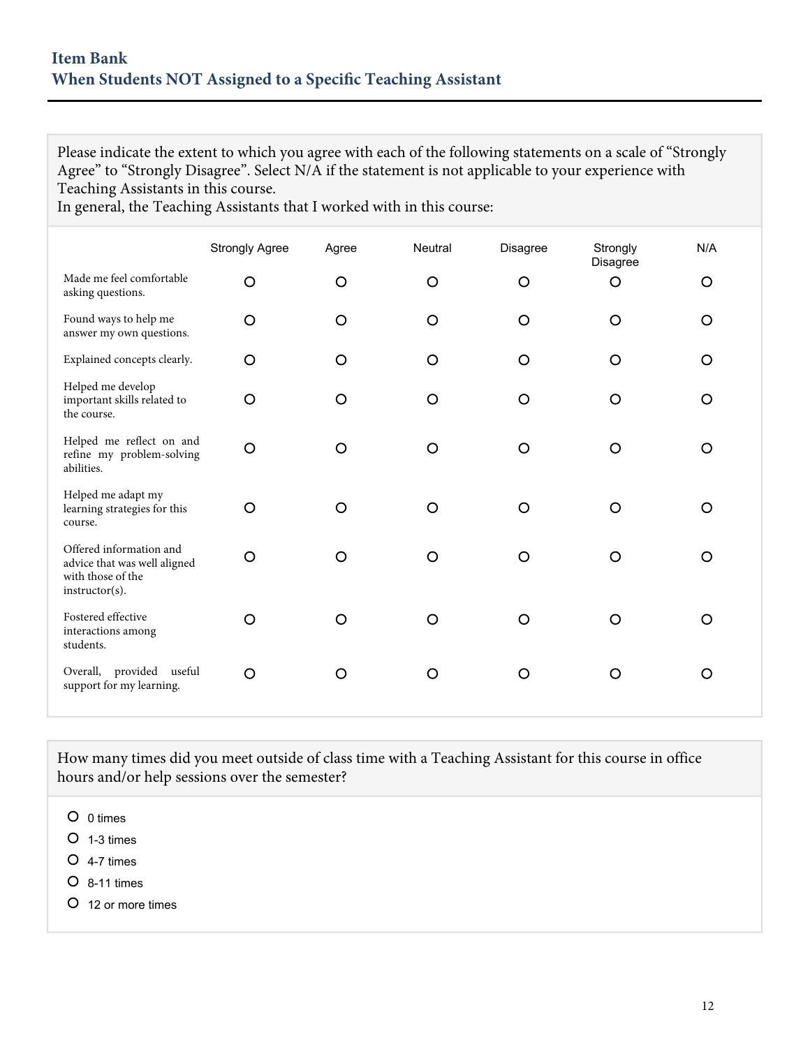## Item Bank
## When Students NOT Assigned to a Specific Teaching Assistant

Please indicate the extent to which you agree with each of the following statements on a scale of "Strongly Agree" to "Strongly Disagree". Select N/A if the statement is not applicable to your experience with Teaching Assistants in this course.
In general, the Teaching Assistants that I worked with in this course:

| | Strongly Agree | Agree | Neutral | Disagree | Strongly Disagree | N/A |
|---|---|---|---|---|---|---|
| Made me feel comfortable asking questions. | O | O | O | O | O | O |
| Found ways to help me answer my own questions. | O | O | O | O | O | O |
| Explained concepts clearly. | O | O | O | O | O | O |
| Helped me develop important skills related to the course. | O | O | O | O | O | O |
| Helped me reflect on and refine my problem-solving abilities. | O | O | O | O | O | O |
| Helped me adapt my learning strategies for this course. | O | O | O | O | O | O |
| Offered information and advice that was well aligned with those of the instructor(s). | O | O | O | O | O | O |
| Fostered effective interactions among students. | O | O | O | O | O | O |
| Overall, provided useful support for my learning. | O | O | O | O | O | O |

How many times did you meet outside of class time with a Teaching Assistant for this course in office hours and/or help sessions over the semester?

- O 0 times
- O 1-3 times
- O 4-7 times
- O 8-11 times
- O 12 or more times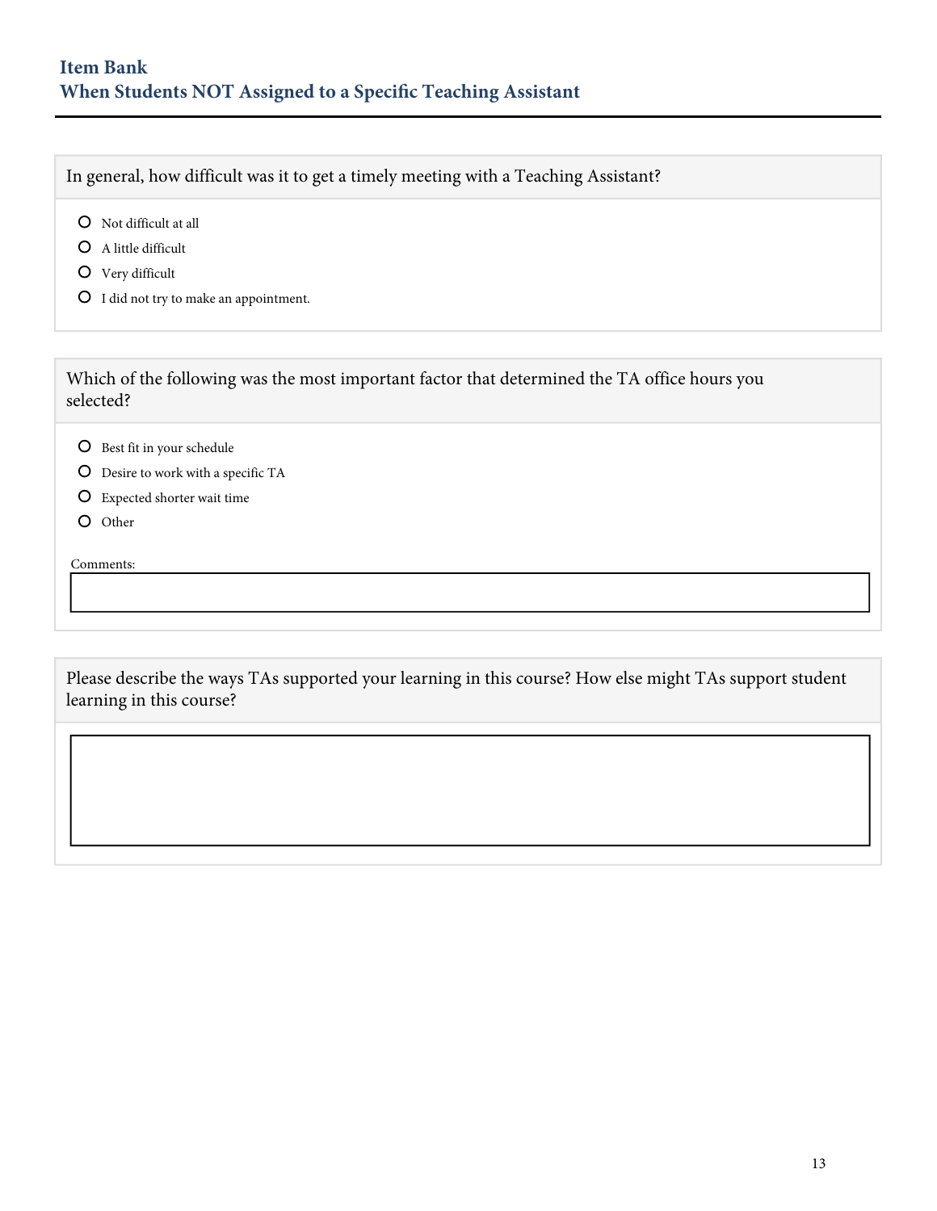## Item Bank
## When Students NOT Assigned to a Specific Teaching Assistant

In general, how difficult was it to get a timely meeting with a Teaching Assistant?

- Not difficult at all
- A little difficult
- Very difficult
- I did not try to make an appointment.

Which of the following was the most important factor that determined the TA office hours you selected?

- Best fit in your schedule
- Desire to work with a specific TA
- Expected shorter wait time
- Other

Comments:

Please describe the ways TAs supported your learning in this course? How else might TAs support student learning in this course?